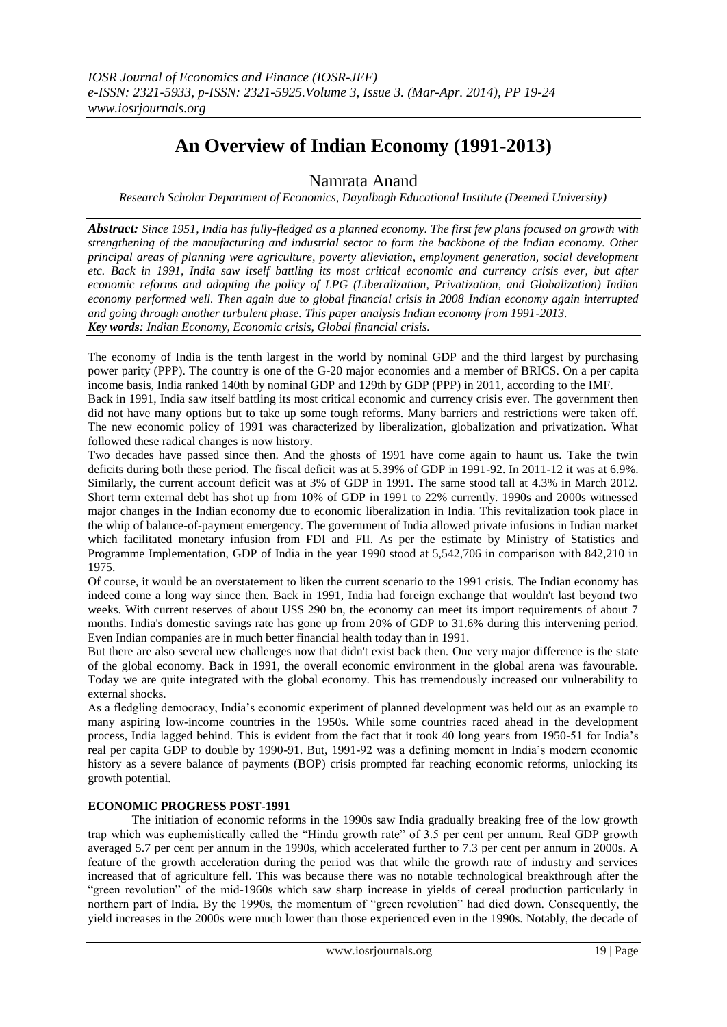# An Overview of Indian Economy (1991-2013)

Namrata Anand

*Research Scholar Department of Economics, Dayalbagh Educational Institute (Deemed University)*

***Abstract:*** *Since 1951, India has fully-fledged as a planned economy. The first few plans focused on growth with strengthening of the manufacturing and industrial sector to form the backbone of the Indian economy. Other principal areas of planning were agriculture, poverty alleviation, employment generation, social development etc. Back in 1991, India saw itself battling its most critical economic and currency crisis ever, but after economic reforms and adopting the policy of LPG (Liberalization, Privatization, and Globalization) Indian economy performed well. Then again due to global financial crisis in 2008 Indian economy again interrupted and going through another turbulent phase. This paper analysis Indian economy from 1991-2013.*

***Key words****: Indian Economy, Economic crisis, Global financial crisis.*

The economy of India is the tenth largest in the world by nominal GDP and the third largest by purchasing power parity (PPP). The country is one of the G-20 major economies and a member of BRICS. On a per capita income basis, India ranked 140th by nominal GDP and 129th by GDP (PPP) in 2011, according to the IMF.

Back in 1991, India saw itself battling its most critical economic and currency crisis ever. The government then did not have many options but to take up some tough reforms. Many barriers and restrictions were taken off. The new economic policy of 1991 was characterized by liberalization, globalization and privatization. What followed these radical changes is now history.

Two decades have passed since then. And the ghosts of 1991 have come again to haunt us. Take the twin deficits during both these period. The fiscal deficit was at 5.39% of GDP in 1991-92. In 2011-12 it was at 6.9%. Similarly, the current account deficit was at 3% of GDP in 1991. The same stood tall at 4.3% in March 2012. Short term external debt has shot up from 10% of GDP in 1991 to 22% currently. 1990s and 2000s witnessed major changes in the Indian economy due to economic liberalization in India. This revitalization took place in the whip of balance-of-payment emergency. The government of India allowed private infusions in Indian market which facilitated monetary infusion from FDI and FII. As per the estimate by Ministry of Statistics and Programme Implementation, GDP of India in the year 1990 stood at 5,542,706 in comparison with 842,210 in 1975.

Of course, it would be an overstatement to liken the current scenario to the 1991 crisis. The Indian economy has indeed come a long way since then. Back in 1991, India had foreign exchange that wouldn't last beyond two weeks. With current reserves of about US$ 290 bn, the economy can meet its import requirements of about 7 months. India's domestic savings rate has gone up from 20% of GDP to 31.6% during this intervening period. Even Indian companies are in much better financial health today than in 1991.

But there are also several new challenges now that didn't exist back then. One very major difference is the state of the global economy. Back in 1991, the overall economic environment in the global arena was favourable. Today we are quite integrated with the global economy. This has tremendously increased our vulnerability to external shocks.

As a fledgling democracy, India's economic experiment of planned development was held out as an example to many aspiring low-income countries in the 1950s. While some countries raced ahead in the development process, India lagged behind. This is evident from the fact that it took 40 long years from 1950-51 for India's real per capita GDP to double by 1990-91. But, 1991-92 was a defining moment in India's modern economic history as a severe balance of payments (BOP) crisis prompted far reaching economic reforms, unlocking its growth potential.

## ECONOMIC PROGRESS POST-1991

The initiation of economic reforms in the 1990s saw India gradually breaking free of the low growth trap which was euphemistically called the "Hindu growth rate" of 3.5 per cent per annum. Real GDP growth averaged 5.7 per cent per annum in the 1990s, which accelerated further to 7.3 per cent per annum in 2000s. A feature of the growth acceleration during the period was that while the growth rate of industry and services increased that of agriculture fell. This was because there was no notable technological breakthrough after the "green revolution" of the mid-1960s which saw sharp increase in yields of cereal production particularly in northern part of India. By the 1990s, the momentum of "green revolution" had died down. Consequently, the yield increases in the 2000s were much lower than those experienced even in the 1990s. Notably, the decade of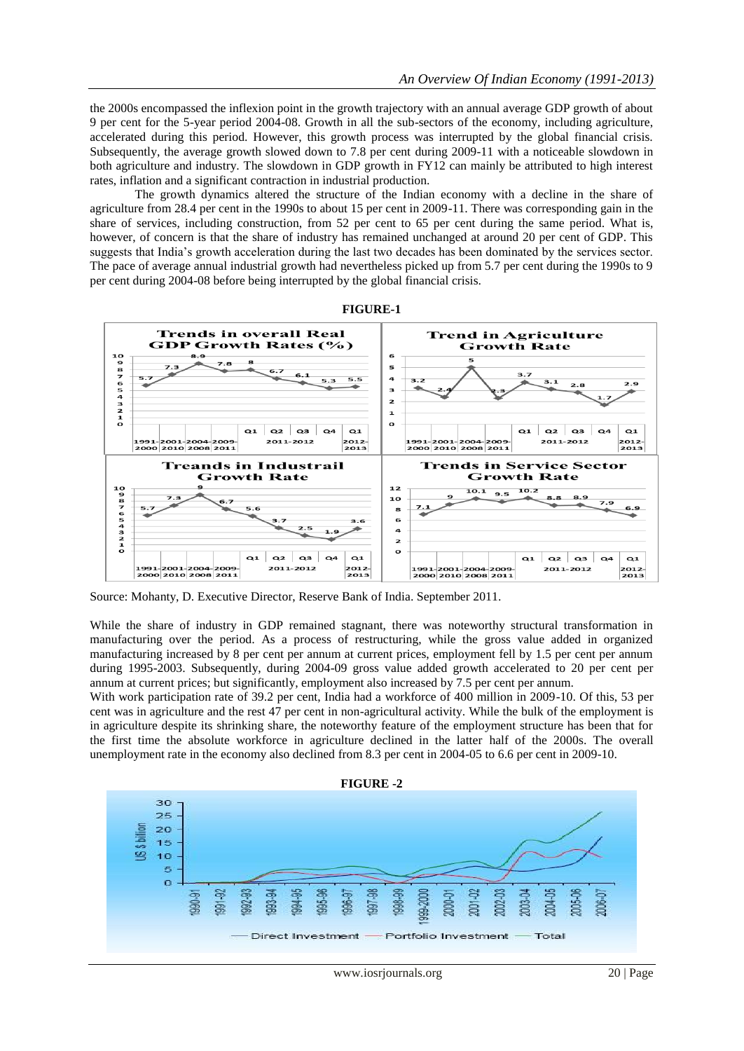the 2000s encompassed the inflexion point in the growth trajectory with an annual average GDP growth of about 9 per cent for the 5-year period 2004-08. Growth in all the sub-sectors of the economy, including agriculture, accelerated during this period. However, this growth process was interrupted by the global financial crisis. Subsequently, the average growth slowed down to 7.8 per cent during 2009-11 with a noticeable slowdown in both agriculture and industry. The slowdown in GDP growth in FY12 can mainly be attributed to high interest rates, inflation and a significant contraction in industrial production.

The growth dynamics altered the structure of the Indian economy with a decline in the share of agriculture from 28.4 per cent in the 1990s to about 15 per cent in 2009-11. There was corresponding gain in the share of services, including construction, from 52 per cent to 65 per cent during the same period. What is, however, of concern is that the share of industry has remained unchanged at around 20 per cent of GDP. This suggests that India's growth acceleration during the last two decades has been dominated by the services sector. The pace of average annual industrial growth had nevertheless picked up from 5.7 per cent during the 1990s to 9 per cent during 2004-08 before being interrupted by the global financial crisis.

**FIGURE-1**

Source: Mohanty, D. Executive Director, Reserve Bank of India. September 2011.

While the share of industry in GDP remained stagnant, there was noteworthy structural transformation in manufacturing over the period. As a process of restructuring, while the gross value added in organized manufacturing increased by 8 per cent per annum at current prices, employment fell by 1.5 per cent per annum during 1995-2003. Subsequently, during 2004-09 gross value added growth accelerated to 20 per cent per annum at current prices; but significantly, employment also increased by 7.5 per cent per annum.

With work participation rate of 39.2 per cent, India had a workforce of 400 million in 2009-10. Of this, 53 per cent was in agriculture and the rest 47 per cent in non-agricultural activity. While the bulk of the employment is in agriculture despite its shrinking share, the noteworthy feature of the employment structure has been that for the first time the absolute workforce in agriculture declined in the latter half of the 2000s. The overall unemployment rate in the economy also declined from 8.3 per cent in 2004-05 to 6.6 per cent in 2009-10.

**FIGURE -2**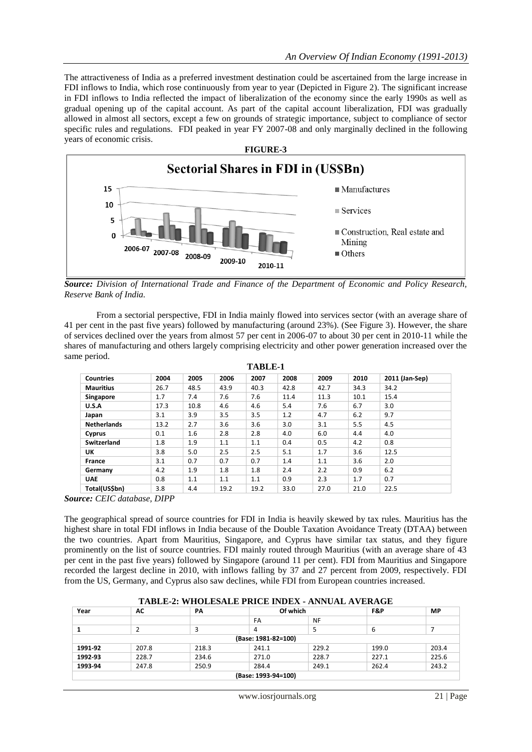The attractiveness of India as a preferred investment destination could be ascertained from the large increase in FDI inflows to India, which rose continuously from year to year (Depicted in Figure 2). The significant increase in FDI inflows to India reflected the impact of liberalization of the economy since the early 1990s as well as gradual opening up of the capital account. As part of the capital account liberalization, FDI was gradually allowed in almost all sectors, except a few on grounds of strategic importance, subject to compliance of sector specific rules and regulations. FDI peaked in year FY 2007-08 and only marginally declined in the following years of economic crisis.

**FIGURE-3**

*Source: Division of International Trade and Finance of the Department of Economic and Policy Research, Reserve Bank of India.*

From a sectorial perspective, FDI in India mainly flowed into services sector (with an average share of 41 per cent in the past five years) followed by manufacturing (around 23%). (See Figure 3). However, the share of services declined over the years from almost 57 per cent in 2006-07 to about 30 per cent in 2010-11 while the shares of manufacturing and others largely comprising electricity and other power generation increased over the same period.

**TABLE-1**

| Countries | 2004 | 2005 | 2006 | 2007 | 2008 | 2009 | 2010 | 2011 (Jan-Sep) |
|---|---|---|---|---|---|---|---|---|
| Mauritius | 26.7 | 48.5 | 43.9 | 40.3 | 42.8 | 42.7 | 34.3 | 34.2 |
| Singapore | 1.7 | 7.4 | 7.6 | 7.6 | 11.4 | 11.3 | 10.1 | 15.4 |
| U.S.A | 17.3 | 10.8 | 4.6 | 4.6 | 5.4 | 7.6 | 6.7 | 3.0 |
| Japan | 3.1 | 3.9 | 3.5 | 3.5 | 1.2 | 4.7 | 6.2 | 9.7 |
| Netherlands | 13.2 | 2.7 | 3.6 | 3.6 | 3.0 | 3.1 | 5.5 | 4.5 |
| Cyprus | 0.1 | 1.6 | 2.8 | 2.8 | 4.0 | 6.0 | 4.4 | 4.0 |
| Switzerland | 1.8 | 1.9 | 1.1 | 1.1 | 0.4 | 0.5 | 4.2 | 0.8 |
| UK | 3.8 | 5.0 | 2.5 | 2.5 | 5.1 | 1.7 | 3.6 | 12.5 |
| France | 3.1 | 0.7 | 0.7 | 0.7 | 1.4 | 1.1 | 3.6 | 2.0 |
| Germany | 4.2 | 1.9 | 1.8 | 1.8 | 2.4 | 2.2 | 0.9 | 6.2 |
| UAE | 0.8 | 1.1 | 1.1 | 1.1 | 0.9 | 2.3 | 1.7 | 0.7 |
| Total(US$bn) | 3.8 | 4.4 | 19.2 | 19.2 | 33.0 | 27.0 | 21.0 | 22.5 |

*Source: CEIC database, DIPP*

The geographical spread of source countries for FDI in India is heavily skewed by tax rules. Mauritius has the highest share in total FDI inflows in India because of the Double Taxation Avoidance Treaty (DTAA) between the two countries. Apart from Mauritius, Singapore, and Cyprus have similar tax status, and they figure prominently on the list of source countries. FDI mainly routed through Mauritius (with an average share of 43 per cent in the past five years) followed by Singapore (around 11 per cent). FDI from Mauritius and Singapore recorded the largest decline in 2010, with inflows falling by 37 and 27 percent from 2009, respectively. FDI from the US, Germany, and Cyprus also saw declines, while FDI from European countries increased.

**TABLE-2: WHOLESALE PRICE INDEX - ANNUAL AVERAGE**

| Year | AC | PA | Of which | | F&P | MP |
|---|---|---|---|---|---|---|
| | | | FA | NF | | |
| 1 | 2 | 3 | 4 | 5 | 6 | 7 |
| (Base: 1981-82=100) | | | | | | |
| 1991-92 | 207.8 | 218.3 | 241.1 | 229.2 | 199.0 | 203.4 |
| 1992-93 | 228.7 | 234.6 | 271.0 | 228.7 | 227.1 | 225.6 |
| 1993-94 | 247.8 | 250.9 | 284.4 | 249.1 | 262.4 | 243.2 |
| (Base: 1993-94=100) | | | | | | |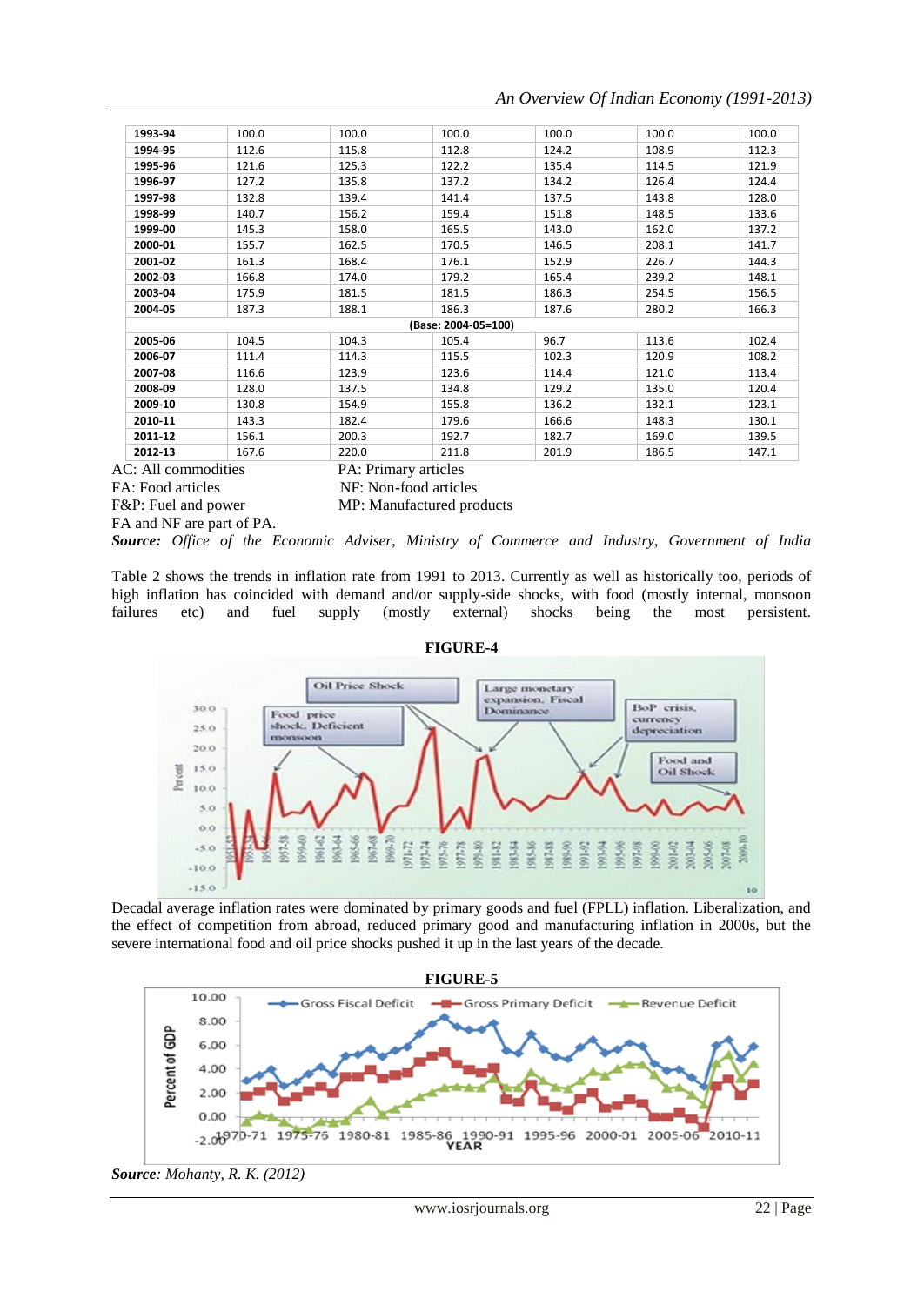| 1993-94 | 100.0 | 100.0 | 100.0 | 100.0 | 100.0 | 100.0 |
|---|---|---|---|---|---|---|
| 1994-95 | 112.6 | 115.8 | 112.8 | 124.2 | 108.9 | 112.3 |
| 1995-96 | 121.6 | 125.3 | 122.2 | 135.4 | 114.5 | 121.9 |
| 1996-97 | 127.2 | 135.8 | 137.2 | 134.2 | 126.4 | 124.4 |
| 1997-98 | 132.8 | 139.4 | 141.4 | 137.5 | 143.8 | 128.0 |
| 1998-99 | 140.7 | 156.2 | 159.4 | 151.8 | 148.5 | 133.6 |
| 1999-00 | 145.3 | 158.0 | 165.5 | 143.0 | 162.0 | 137.2 |
| 2000-01 | 155.7 | 162.5 | 170.5 | 146.5 | 208.1 | 141.7 |
| 2001-02 | 161.3 | 168.4 | 176.1 | 152.9 | 226.7 | 144.3 |
| 2002-03 | 166.8 | 174.0 | 179.2 | 165.4 | 239.2 | 148.1 |
| 2003-04 | 175.9 | 181.5 | 181.5 | 186.3 | 254.5 | 156.5 |
| 2004-05 | 187.3 | 188.1 | 186.3 | 187.6 | 280.2 | 166.3 |
| **(Base: 2004-05=100)** | | | | | | |
| 2005-06 | 104.5 | 104.3 | 105.4 | 96.7 | 113.6 | 102.4 |
| 2006-07 | 111.4 | 114.3 | 115.5 | 102.3 | 120.9 | 108.2 |
| 2007-08 | 116.6 | 123.9 | 123.6 | 114.4 | 121.0 | 113.4 |
| 2008-09 | 128.0 | 137.5 | 134.8 | 129.2 | 135.0 | 120.4 |
| 2009-10 | 130.8 | 154.9 | 155.8 | 136.2 | 132.1 | 123.1 |
| 2010-11 | 143.3 | 182.4 | 179.6 | 166.6 | 148.3 | 130.1 |
| 2011-12 | 156.1 | 200.3 | 192.7 | 182.7 | 169.0 | 139.5 |
| 2012-13 | 167.6 | 220.0 | 211.8 | 201.9 | 186.5 | 147.1 |

AC: All commodities PA: Primary articles
FA: Food articles NF: Non-food articles
F&P: Fuel and power MP: Manufactured products
FA and NF are part of PA.

***Source:*** *Office of the Economic Adviser, Ministry of Commerce and Industry, Government of India*

Table 2 shows the trends in inflation rate from 1991 to 2013. Currently as well as historically too, periods of high inflation has coincided with demand and/or supply-side shocks, with food (mostly internal, monsoon failures etc) and fuel supply (mostly external) shocks being the most persistent.

**FIGURE-4**

Decadal average inflation rates were dominated by primary goods and fuel (FPLL) inflation. Liberalization, and the effect of competition from abroad, reduced primary good and manufacturing inflation in 2000s, but the severe international food and oil price shocks pushed it up in the last years of the decade.

**FIGURE-5**

***Source****: Mohanty, R. K. (2012)*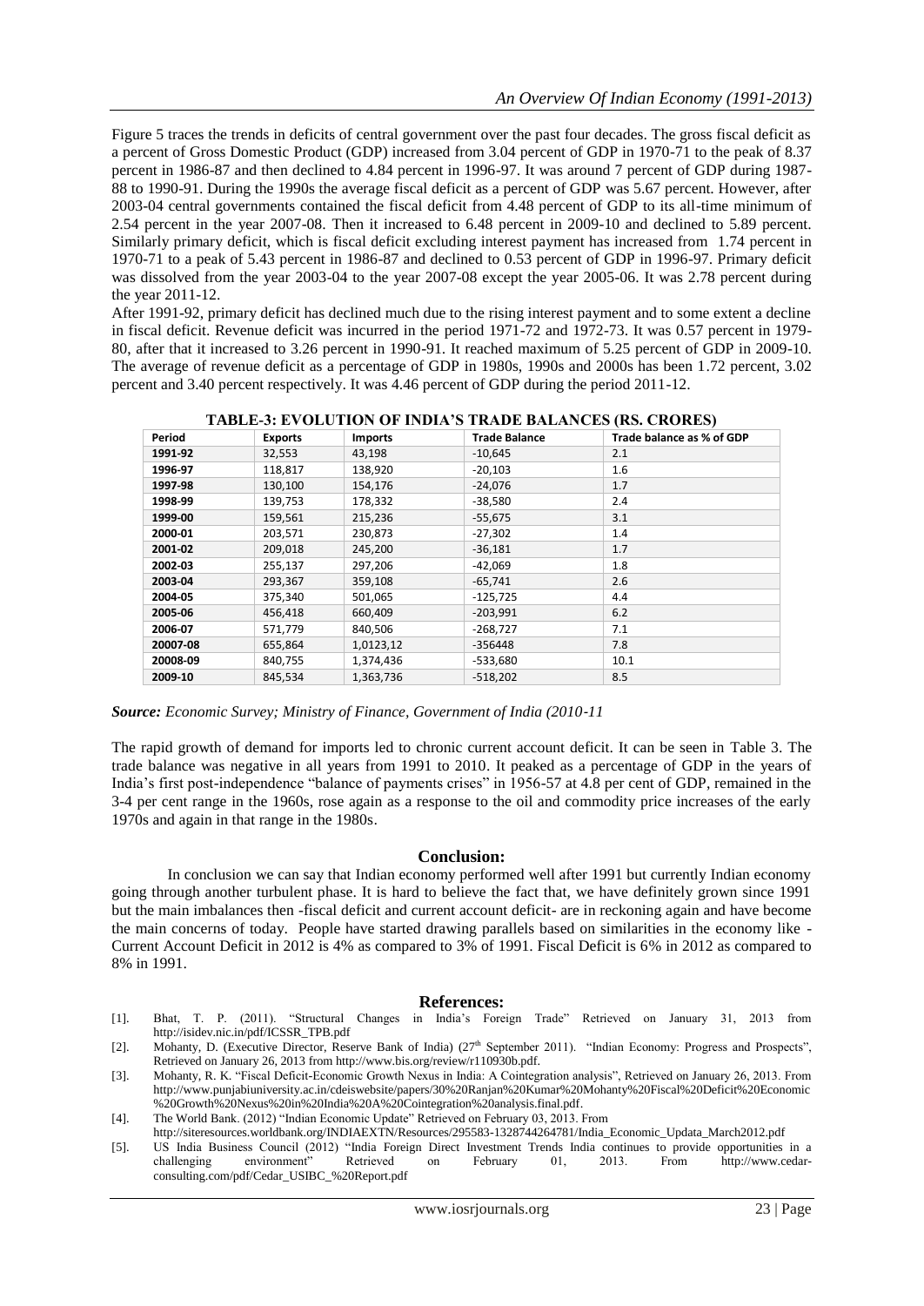Figure 5 traces the trends in deficits of central government over the past four decades. The gross fiscal deficit as a percent of Gross Domestic Product (GDP) increased from 3.04 percent of GDP in 1970-71 to the peak of 8.37 percent in 1986-87 and then declined to 4.84 percent in 1996-97. It was around 7 percent of GDP during 1987-88 to 1990-91. During the 1990s the average fiscal deficit as a percent of GDP was 5.67 percent. However, after 2003-04 central governments contained the fiscal deficit from 4.48 percent of GDP to its all-time minimum of 2.54 percent in the year 2007-08. Then it increased to 6.48 percent in 2009-10 and declined to 5.89 percent. Similarly primary deficit, which is fiscal deficit excluding interest payment has increased from 1.74 percent in 1970-71 to a peak of 5.43 percent in 1986-87 and declined to 0.53 percent of GDP in 1996-97. Primary deficit was dissolved from the year 2003-04 to the year 2007-08 except the year 2005-06. It was 2.78 percent during the year 2011-12.

After 1991-92, primary deficit has declined much due to the rising interest payment and to some extent a decline in fiscal deficit. Revenue deficit was incurred in the period 1971-72 and 1972-73. It was 0.57 percent in 1979-80, after that it increased to 3.26 percent in 1990-91. It reached maximum of 5.25 percent of GDP in 2009-10. The average of revenue deficit as a percentage of GDP in 1980s, 1990s and 2000s has been 1.72 percent, 3.02 percent and 3.40 percent respectively. It was 4.46 percent of GDP during the period 2011-12.

**TABLE-3: EVOLUTION OF INDIA'S TRADE BALANCES (RS. CRORES)**

| Period | Exports | Imports | Trade Balance | Trade balance as % of GDP |
|---|---|---|---|---|
| 1991-92 | 32,553 | 43,198 | -10,645 | 2.1 |
| 1996-97 | 118,817 | 138,920 | -20,103 | 1.6 |
| 1997-98 | 130,100 | 154,176 | -24,076 | 1.7 |
| 1998-99 | 139,753 | 178,332 | -38,580 | 2.4 |
| 1999-00 | 159,561 | 215,236 | -55,675 | 3.1 |
| 2000-01 | 203,571 | 230,873 | -27,302 | 1.4 |
| 2001-02 | 209,018 | 245,200 | -36,181 | 1.7 |
| 2002-03 | 255,137 | 297,206 | -42,069 | 1.8 |
| 2003-04 | 293,367 | 359,108 | -65,741 | 2.6 |
| 2004-05 | 375,340 | 501,065 | -125,725 | 4.4 |
| 2005-06 | 456,418 | 660,409 | -203,991 | 6.2 |
| 2006-07 | 571,779 | 840,506 | -268,727 | 7.1 |
| 20007-08 | 655,864 | 1,0123,12 | -356448 | 7.8 |
| 20008-09 | 840,755 | 1,374,436 | -533,680 | 10.1 |
| 2009-10 | 845,534 | 1,363,736 | -518,202 | 8.5 |

***Source:*** *Economic Survey; Ministry of Finance, Government of India (2010-11*

The rapid growth of demand for imports led to chronic current account deficit. It can be seen in Table 3. The trade balance was negative in all years from 1991 to 2010. It peaked as a percentage of GDP in the years of India's first post-independence "balance of payments crises" in 1956-57 at 4.8 per cent of GDP, remained in the 3-4 per cent range in the 1960s, rose again as a response to the oil and commodity price increases of the early 1970s and again in that range in the 1980s.

## Conclusion:

In conclusion we can say that Indian economy performed well after 1991 but currently Indian economy going through another turbulent phase. It is hard to believe the fact that, we have definitely grown since 1991 but the main imbalances then -fiscal deficit and current account deficit- are in reckoning again and have become the main concerns of today. People have started drawing parallels based on similarities in the economy like - Current Account Deficit in 2012 is 4% as compared to 3% of 1991. Fiscal Deficit is 6% in 2012 as compared to 8% in 1991.

## References:

[1]. Bhat, T. P. (2011). "Structural Changes in India's Foreign Trade" Retrieved on January 31, 2013 from http://isidev.nic.in/pdf/ICSSR_TPB.pdf

[2]. Mohanty, D. (Executive Director, Reserve Bank of India) (27th September 2011). "Indian Economy: Progress and Prospects", Retrieved on January 26, 2013 from http://www.bis.org/review/r110930b.pdf.

[3]. Mohanty, R. K. "Fiscal Deficit-Economic Growth Nexus in India: A Cointegration analysis", Retrieved on January 26, 2013. From http://www.punjabiuniversity.ac.in/cdeiswebsite/papers/30%20Ranjan%20Kumar%20Mohanty%20Fiscal%20Deficit%20Economic%20Growth%20Nexus%20in%20India%20A%20Cointegration%20analysis.final.pdf.

[4]. The World Bank. (2012) "Indian Economic Update" Retrieved on February 03, 2013. From http://siteresources.worldbank.org/INDIAEXTN/Resources/295583-1328744264781/India_Economic_Updata_March2012.pdf

[5]. US India Business Council (2012) "India Foreign Direct Investment Trends India continues to provide opportunities in a challenging environment" Retrieved on February 01, 2013. From http://www.cedar-consulting.com/pdf/Cedar_USIBC_%20Report.pdf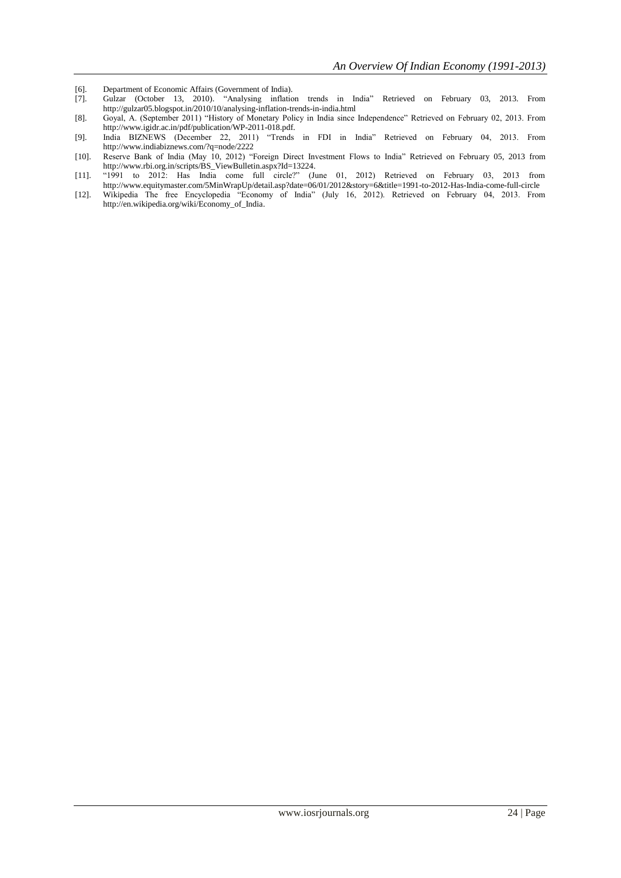[6]. Department of Economic Affairs (Government of India).

[7]. Gulzar (October 13, 2010). "Analysing inflation trends in India" Retrieved on February 03, 2013. From http://gulzar05.blogspot.in/2010/10/analysing-inflation-trends-in-india.html

[8]. Goyal, A. (September 2011) "History of Monetary Policy in India since Independence" Retrieved on February 02, 2013. From http://www.igidr.ac.in/pdf/publication/WP-2011-018.pdf.

[9]. India BIZNEWS (December 22, 2011) "Trends in FDI in India" Retrieved on February 04, 2013. From http://www.indiabiznews.com/?q=node/2222

[10]. Reserve Bank of India (May 10, 2012) "Foreign Direct Investment Flows to India" Retrieved on February 05, 2013 from http://www.rbi.org.in/scripts/BS_ViewBulletin.aspx?Id=13224.

[11]. "1991 to 2012: Has India come full circle?" (June 01, 2012) Retrieved on February 03, 2013 from http://www.equitymaster.com/5MinWrapUp/detail.asp?date=06/01/2012&story=6&title=1991-to-2012-Has-India-come-full-circle

[12]. Wikipedia The free Encyclopedia "Economy of India" (July 16, 2012). Retrieved on February 04, 2013. From http://en.wikipedia.org/wiki/Economy_of_India.